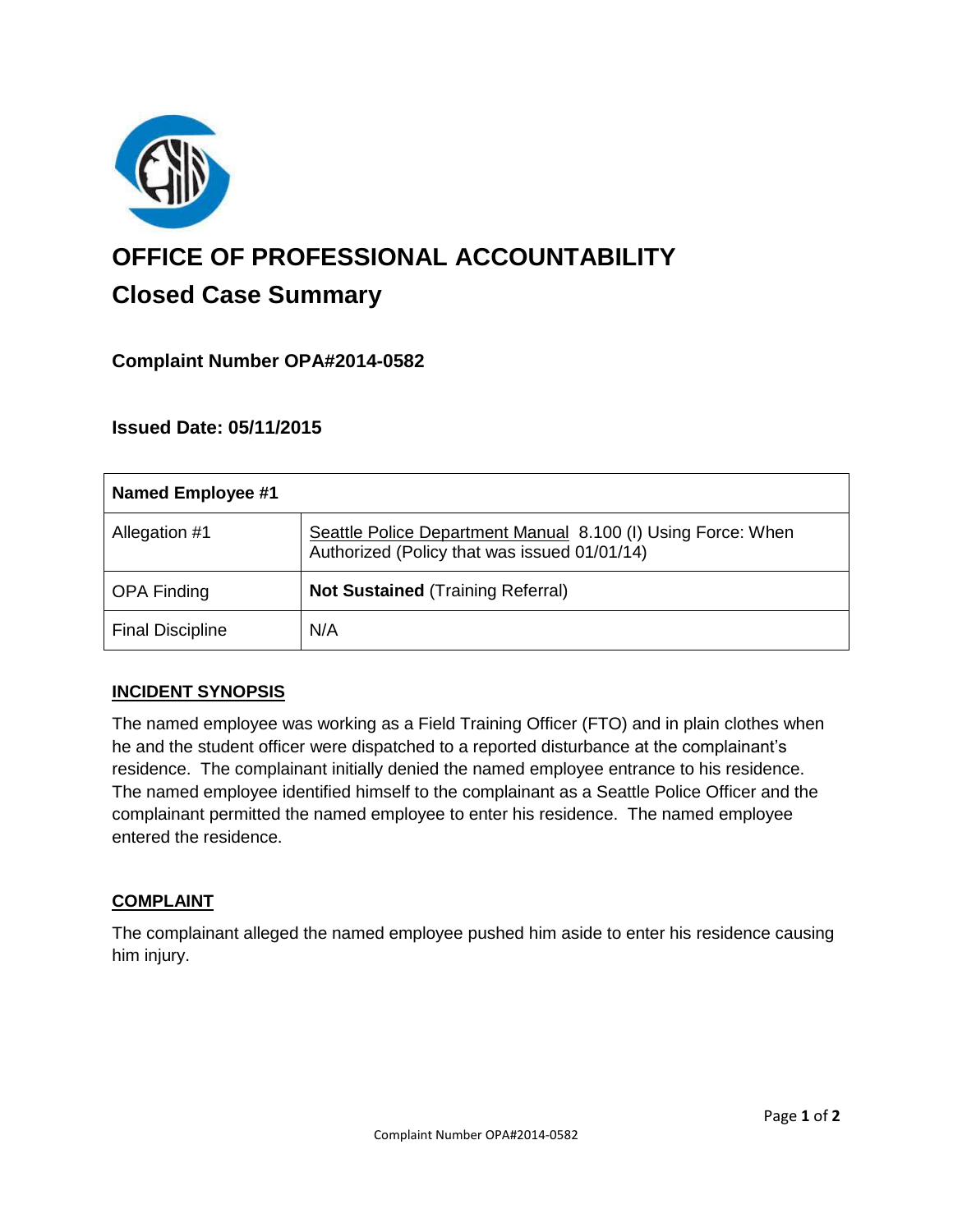# OFFICE OF PROFESSIONAL ACCOUNTABILITY

## Closed Case Summary

### Complaint Number OPA#2014-0582

### Issued Date: 05/11/2015

| **Named Employee #1** | |
|---|---|
| Allegation #1 | Seattle Police Department Manual 8.100 (I) Using Force: When Authorized (Policy that was issued 01/01/14) |
| OPA Finding | **Not Sustained** (Training Referral) |
| Final Discipline | N/A |

**INCIDENT SYNOPSIS**

The named employee was working as a Field Training Officer (FTO) and in plain clothes when he and the student officer were dispatched to a reported disturbance at the complainant's residence. The complainant initially denied the named employee entrance to his residence. The named employee identified himself to the complainant as a Seattle Police Officer and the complainant permitted the named employee to enter his residence. The named employee entered the residence.

**COMPLAINT**

The complainant alleged the named employee pushed him aside to enter his residence causing him injury.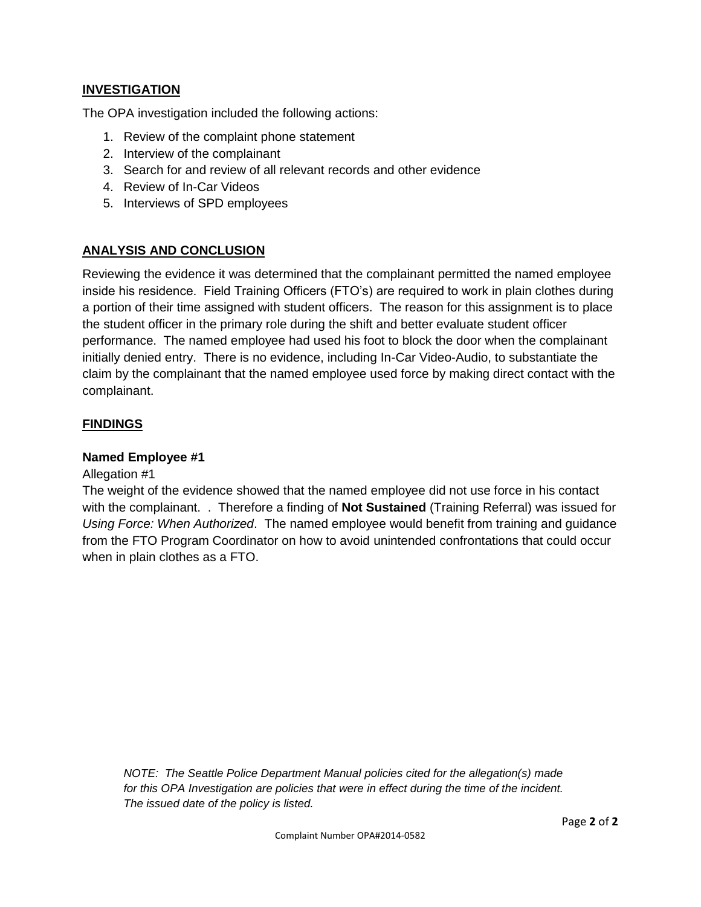## INVESTIGATION

The OPA investigation included the following actions:

1. Review of the complaint phone statement
2. Interview of the complainant
3. Search for and review of all relevant records and other evidence
4. Review of In-Car Videos
5. Interviews of SPD employees

## ANALYSIS AND CONCLUSION

Reviewing the evidence it was determined that the complainant permitted the named employee inside his residence. Field Training Officers (FTO's) are required to work in plain clothes during a portion of their time assigned with student officers. The reason for this assignment is to place the student officer in the primary role during the shift and better evaluate student officer performance. The named employee had used his foot to block the door when the complainant initially denied entry. There is no evidence, including In-Car Video-Audio, to substantiate the claim by the complainant that the named employee used force by making direct contact with the complainant.

## FINDINGS

### Named Employee #1

Allegation #1

The weight of the evidence showed that the named employee did not use force in his contact with the complainant. . Therefore a finding of **Not Sustained** (Training Referral) was issued for *Using Force: When Authorized*. The named employee would benefit from training and guidance from the FTO Program Coordinator on how to avoid unintended confrontations that could occur when in plain clothes as a FTO.

*NOTE: The Seattle Police Department Manual policies cited for the allegation(s) made for this OPA Investigation are policies that were in effect during the time of the incident. The issued date of the policy is listed.*

Complaint Number OPA#2014-0582